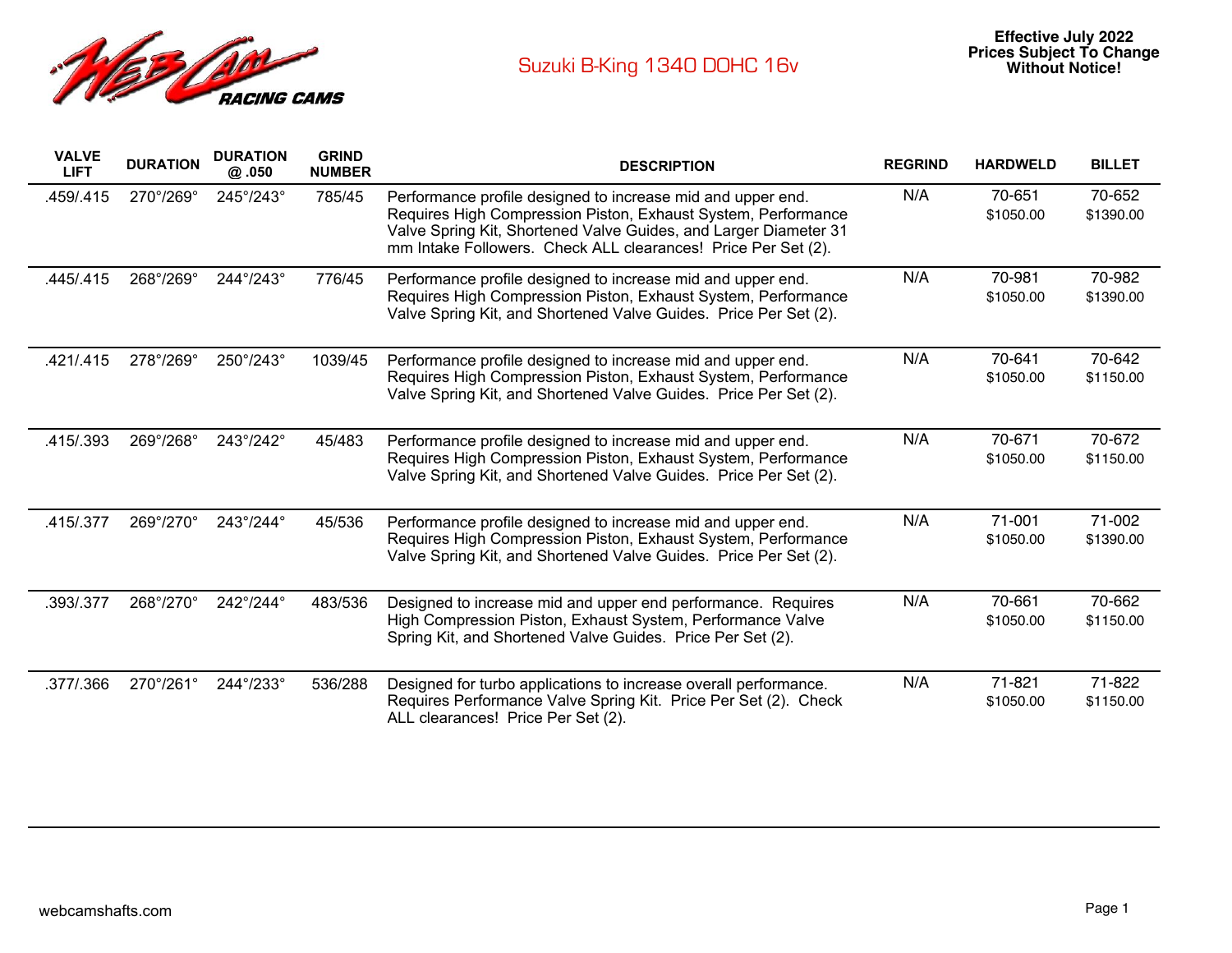# Suzuki B-King 1340 DOHC 16v

**Effective July 2022**
**Prices Subject To Change Without Notice!**

| VALVE LIFT | DURATION | DURATION @ .050 | GRIND NUMBER | DESCRIPTION | REGRIND | HARDWELD | BILLET |
|---|---|---|---|---|---|---|---|
| .459/.415 | 270°/269° | 245°/243° | 785/45 | Performance profile designed to increase mid and upper end. Requires High Compression Piston, Exhaust System, Performance Valve Spring Kit, Shortened Valve Guides, and Larger Diameter 31 mm Intake Followers. Check ALL clearances! Price Per Set (2). | N/A | 70-651 $1050.00 | 70-652 $1390.00 |
| .445/.415 | 268°/269° | 244°/243° | 776/45 | Performance profile designed to increase mid and upper end. Requires High Compression Piston, Exhaust System, Performance Valve Spring Kit, and Shortened Valve Guides. Price Per Set (2). | N/A | 70-981 $1050.00 | 70-982 $1390.00 |
| .421/.415 | 278°/269° | 250°/243° | 1039/45 | Performance profile designed to increase mid and upper end. Requires High Compression Piston, Exhaust System, Performance Valve Spring Kit, and Shortened Valve Guides. Price Per Set (2). | N/A | 70-641 $1050.00 | 70-642 $1150.00 |
| .415/.393 | 269°/268° | 243°/242° | 45/483 | Performance profile designed to increase mid and upper end. Requires High Compression Piston, Exhaust System, Performance Valve Spring Kit, and Shortened Valve Guides. Price Per Set (2). | N/A | 70-671 $1050.00 | 70-672 $1150.00 |
| .415/.377 | 269°/270° | 243°/244° | 45/536 | Performance profile designed to increase mid and upper end. Requires High Compression Piston, Exhaust System, Performance Valve Spring Kit, and Shortened Valve Guides. Price Per Set (2). | N/A | 71-001 $1050.00 | 71-002 $1390.00 |
| .393/.377 | 268°/270° | 242°/244° | 483/536 | Designed to increase mid and upper end performance. Requires High Compression Piston, Exhaust System, Performance Valve Spring Kit, and Shortened Valve Guides. Price Per Set (2). | N/A | 70-661 $1050.00 | 70-662 $1150.00 |
| .377/.366 | 270°/261° | 244°/233° | 536/288 | Designed for turbo applications to increase overall performance. Requires Performance Valve Spring Kit. Price Per Set (2). Check ALL clearances! Price Per Set (2). | N/A | 71-821 $1050.00 | 71-822 $1150.00 |

webcamshafts.com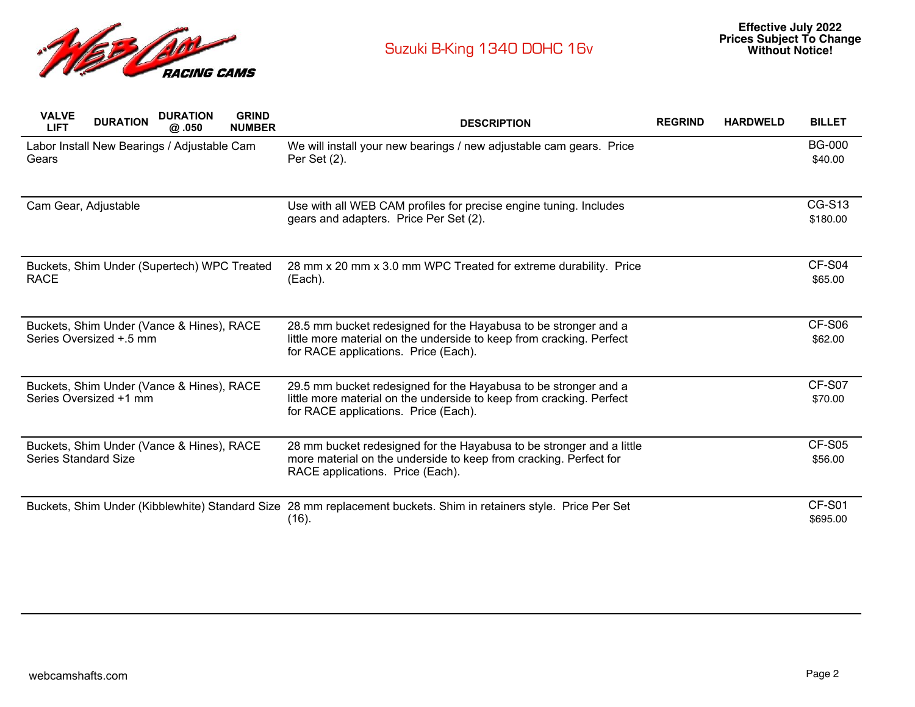# Suzuki B-King 1340 DOHC 16v

**Effective July 2022**
**Prices Subject To Change Without Notice!**

| VALVE LIFT | DURATION | DURATION @ .050 | GRIND NUMBER | DESCRIPTION | REGRIND | HARDWELD | BILLET |
|---|---|---|---|---|---|---|---|
| Labor Install New Bearings / Adjustable Cam Gears | | | | We will install your new bearings / new adjustable cam gears. Price Per Set (2). | | | BG-000 $40.00 |
| Cam Gear, Adjustable | | | | Use with all WEB CAM profiles for precise engine tuning. Includes gears and adapters. Price Per Set (2). | | | CG-S13 $180.00 |
| Buckets, Shim Under (Supertech) WPC Treated RACE | | | | 28 mm x 20 mm x 3.0 mm WPC Treated for extreme durability. Price (Each). | | | CF-S04 $65.00 |
| Buckets, Shim Under (Vance & Hines), RACE Series Oversized +.5 mm | | | | 28.5 mm bucket redesigned for the Hayabusa to be stronger and a little more material on the underside to keep from cracking. Perfect for RACE applications. Price (Each). | | | CF-S06 $62.00 |
| Buckets, Shim Under (Vance & Hines), RACE Series Oversized +1 mm | | | | 29.5 mm bucket redesigned for the Hayabusa to be stronger and a little more material on the underside to keep from cracking. Perfect for RACE applications. Price (Each). | | | CF-S07 $70.00 |
| Buckets, Shim Under (Vance & Hines), RACE Series Standard Size | | | | 28 mm bucket redesigned for the Hayabusa to be stronger and a little more material on the underside to keep from cracking. Perfect for RACE applications. Price (Each). | | | CF-S05 $56.00 |
| Buckets, Shim Under (Kibblewhite) Standard Size | | | | 28 mm replacement buckets. Shim in retainers style. Price Per Set (16). | | | CF-S01 $695.00 |

webcamshafts.com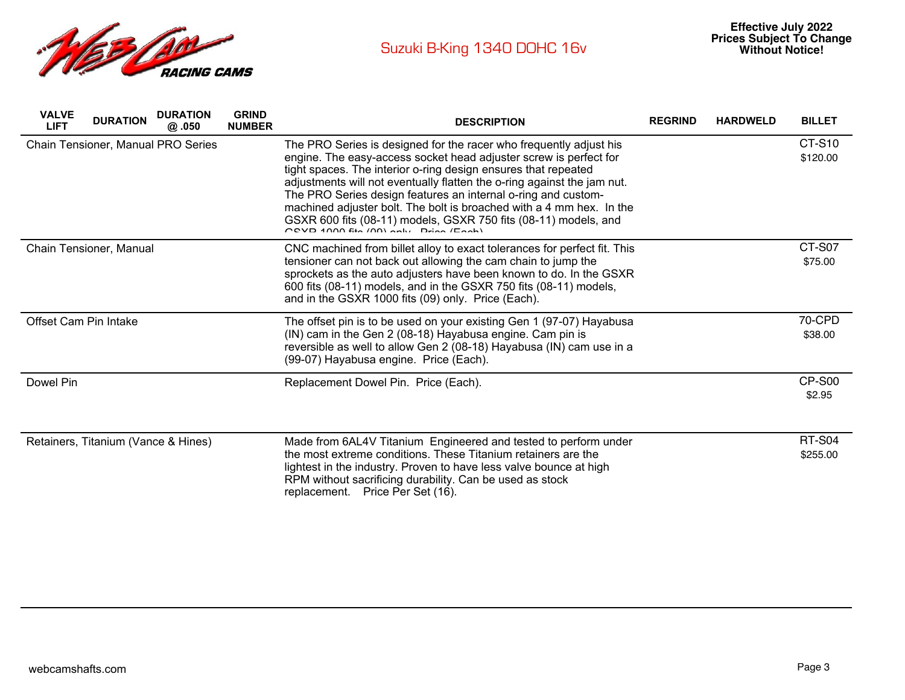# Suzuki B-King 1340 DOHC 16v

**Effective July 2022**
**Prices Subject To Change Without Notice!**

| VALVE LIFT | DURATION | DURATION @ .050 | GRIND NUMBER | DESCRIPTION | REGRIND | HARDWELD | BILLET |
|---|---|---|---|---|---|---|---|
| Chain Tensioner, Manual PRO Series | | | | The PRO Series is designed for the racer who frequently adjust his engine. The easy-access socket head adjuster screw is perfect for tight spaces. The interior o-ring design ensures that repeated adjustments will not eventually flatten the o-ring against the jam nut. The PRO Series design features an internal o-ring and custom-machined adjuster bolt. The bolt is broached with a 4 mm hex. In the GSXR 600 fits (08-11) models, GSXR 750 fits (08-11) models, and GSXR 1000 fits (09) only. Price (Each). | | | CT-S10 $120.00 |
| Chain Tensioner, Manual | | | | CNC machined from billet alloy to exact tolerances for perfect fit. This tensioner can not back out allowing the cam chain to jump the sprockets as the auto adjusters have been known to do. In the GSXR 600 fits (08-11) models, and in the GSXR 750 fits (08-11) models, and in the GSXR 1000 fits (09) only. Price (Each). | | | CT-S07 $75.00 |
| Offset Cam Pin Intake | | | | The offset pin is to be used on your existing Gen 1 (97-07) Hayabusa (IN) cam in the Gen 2 (08-18) Hayabusa engine. Cam pin is reversible as well to allow Gen 2 (08-18) Hayabusa (IN) cam use in a (99-07) Hayabusa engine. Price (Each). | | | 70-CPD $38.00 |
| Dowel Pin | | | | Replacement Dowel Pin. Price (Each). | | | CP-S00 $2.95 |
| Retainers, Titanium (Vance & Hines) | | | | Made from 6AL4V Titanium Engineered and tested to perform under the most extreme conditions. These Titanium retainers are the lightest in the industry. Proven to have less valve bounce at high RPM without sacrificing durability. Can be used as stock replacement. Price Per Set (16). | | | RT-S04 $255.00 |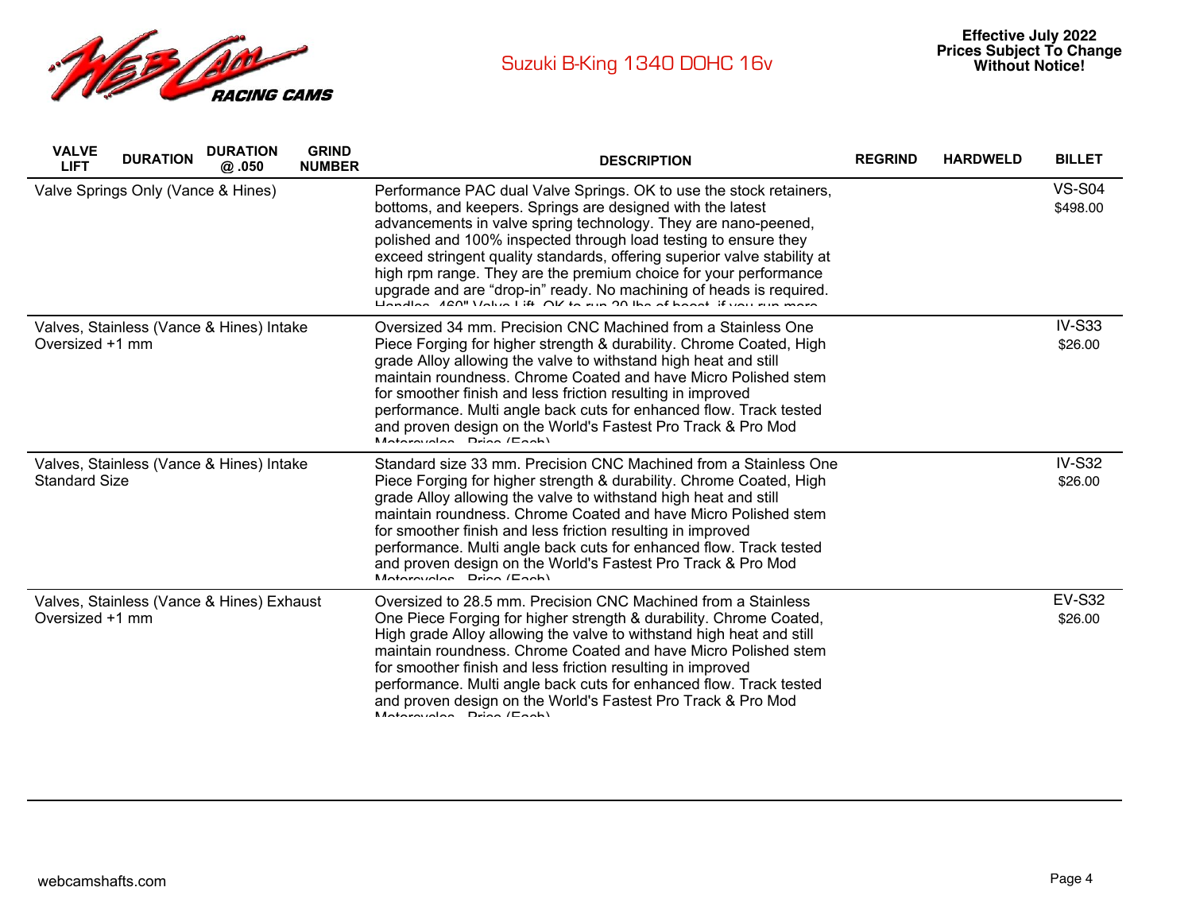# Suzuki B-King 1340 DOHC 16v

**Effective July 2022**
**Prices Subject To Change Without Notice!**

| VALVE LIFT | DURATION | DURATION @ .050 | GRIND NUMBER | DESCRIPTION | REGRIND | HARDWELD | BILLET |
|---|---|---|---|---|---|---|---|
| Valve Springs Only (Vance & Hines) | | | | Performance PAC dual Valve Springs. OK to use the stock retainers, bottoms, and keepers. Springs are designed with the latest advancements in valve spring technology. They are nano-peened, polished and 100% inspected through load testing to ensure they exceed stringent quality standards, offering superior valve stability at high rpm range. They are the premium choice for your performance upgrade and are "drop-in" ready. No machining of heads is required. Handles .460" Valve Lift. OK to run 30 lbs of boost, if you run more | | | VS-S04 $498.00 |
| Valves, Stainless (Vance & Hines) Intake Oversized +1 mm | | | | Oversized 34 mm. Precision CNC Machined from a Stainless One Piece Forging for higher strength & durability. Chrome Coated, High grade Alloy allowing the valve to withstand high heat and still maintain roundness. Chrome Coated and have Micro Polished stem for smoother finish and less friction resulting in improved performance. Multi angle back cuts for enhanced flow. Track tested and proven design on the World's Fastest Pro Track & Pro Mod Motorcycles. Price (Each) | | | IV-S33 $26.00 |
| Valves, Stainless (Vance & Hines) Intake Standard Size | | | | Standard size 33 mm. Precision CNC Machined from a Stainless One Piece Forging for higher strength & durability. Chrome Coated, High grade Alloy allowing the valve to withstand high heat and still maintain roundness. Chrome Coated and have Micro Polished stem for smoother finish and less friction resulting in improved performance. Multi angle back cuts for enhanced flow. Track tested and proven design on the World's Fastest Pro Track & Pro Mod Motorcycles. Price (Each) | | | IV-S32 $26.00 |
| Valves, Stainless (Vance & Hines) Exhaust Oversized +1 mm | | | | Oversized to 28.5 mm. Precision CNC Machined from a Stainless One Piece Forging for higher strength & durability. Chrome Coated, High grade Alloy allowing the valve to withstand high heat and still maintain roundness. Chrome Coated and have Micro Polished stem for smoother finish and less friction resulting in improved performance. Multi angle back cuts for enhanced flow. Track tested and proven design on the World's Fastest Pro Track & Pro Mod Motorcycles. Price (Each) | | | EV-S32 $26.00 |

webcamshafts.com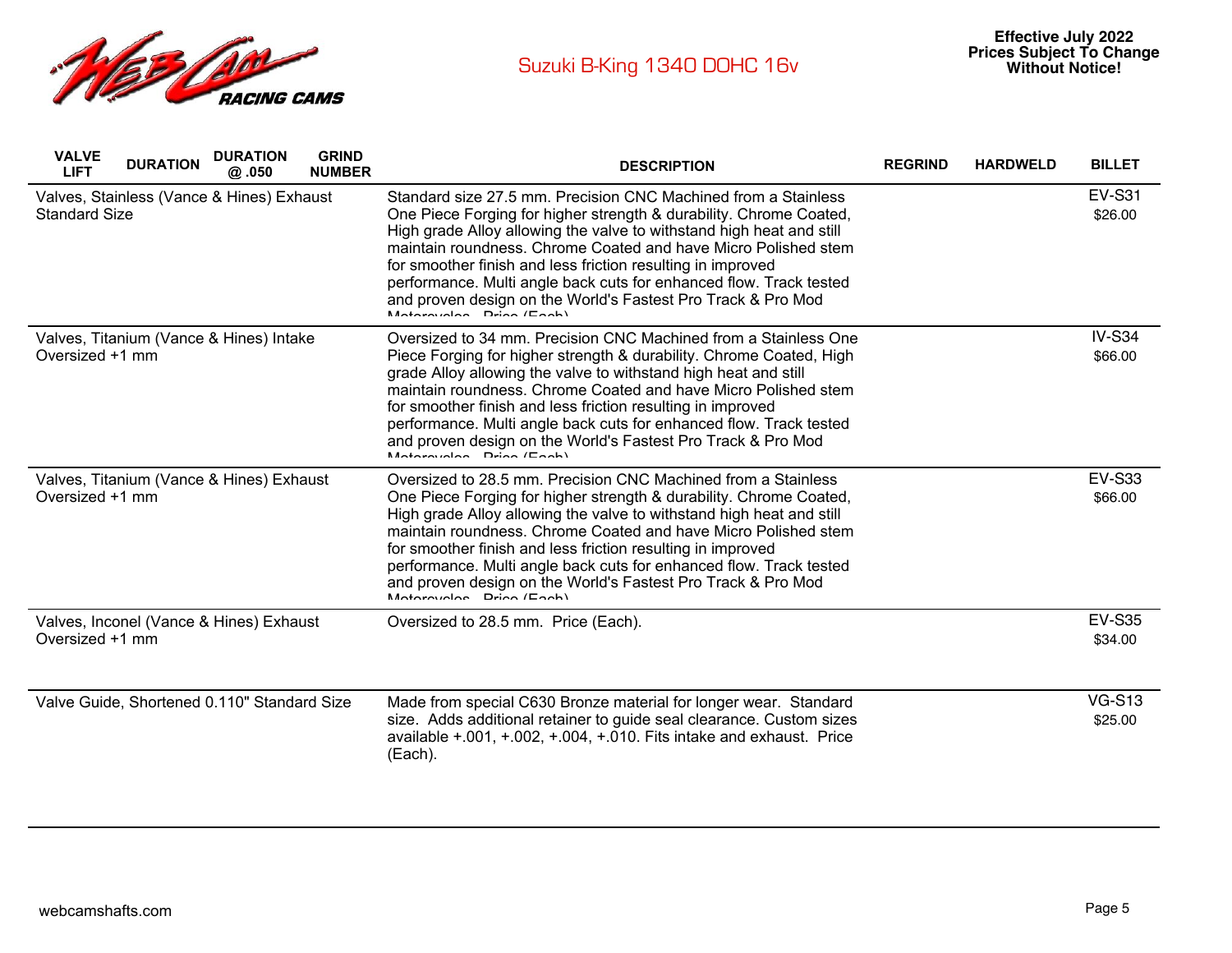# Suzuki B-King 1340 DOHC 16v

**Effective July 2022**
**Prices Subject To Change Without Notice!**

| VALVE LIFT | DURATION | DURATION @ .050 | GRIND NUMBER | DESCRIPTION | REGRIND | HARDWELD | BILLET |
|---|---|---|---|---|---|---|---|
| Valves, Stainless (Vance & Hines) Exhaust Standard Size | | | | Standard size 27.5 mm. Precision CNC Machined from a Stainless One Piece Forging for higher strength & durability. Chrome Coated, High grade Alloy allowing the valve to withstand high heat and still maintain roundness. Chrome Coated and have Micro Polished stem for smoother finish and less friction resulting in improved performance. Multi angle back cuts for enhanced flow. Track tested and proven design on the World's Fastest Pro Track & Pro Mod Motorcycles. Price (Each) | | | EV-S31 $26.00 |
| Valves, Titanium (Vance & Hines) Intake Oversized +1 mm | | | | Oversized to 34 mm. Precision CNC Machined from a Stainless One Piece Forging for higher strength & durability. Chrome Coated, High grade Alloy allowing the valve to withstand high heat and still maintain roundness. Chrome Coated and have Micro Polished stem for smoother finish and less friction resulting in improved performance. Multi angle back cuts for enhanced flow. Track tested and proven design on the World's Fastest Pro Track & Pro Mod Motorcycles. Price (Each) | | | IV-S34 $66.00 |
| Valves, Titanium (Vance & Hines) Exhaust Oversized +1 mm | | | | Oversized to 28.5 mm. Precision CNC Machined from a Stainless One Piece Forging for higher strength & durability. Chrome Coated, High grade Alloy allowing the valve to withstand high heat and still maintain roundness. Chrome Coated and have Micro Polished stem for smoother finish and less friction resulting in improved performance. Multi angle back cuts for enhanced flow. Track tested and proven design on the World's Fastest Pro Track & Pro Mod Motorcycles. Price (Each) | | | EV-S33 $66.00 |
| Valves, Inconel (Vance & Hines) Exhaust Oversized +1 mm | | | | Oversized to 28.5 mm. Price (Each). | | | EV-S35 $34.00 |
| Valve Guide, Shortened 0.110" Standard Size | | | | Made from special C630 Bronze material for longer wear. Standard size. Adds additional retainer to guide seal clearance. Custom sizes available +.001, +.002, +.004, +.010. Fits intake and exhaust. Price (Each). | | | VG-S13 $25.00 |

webcamshafts.com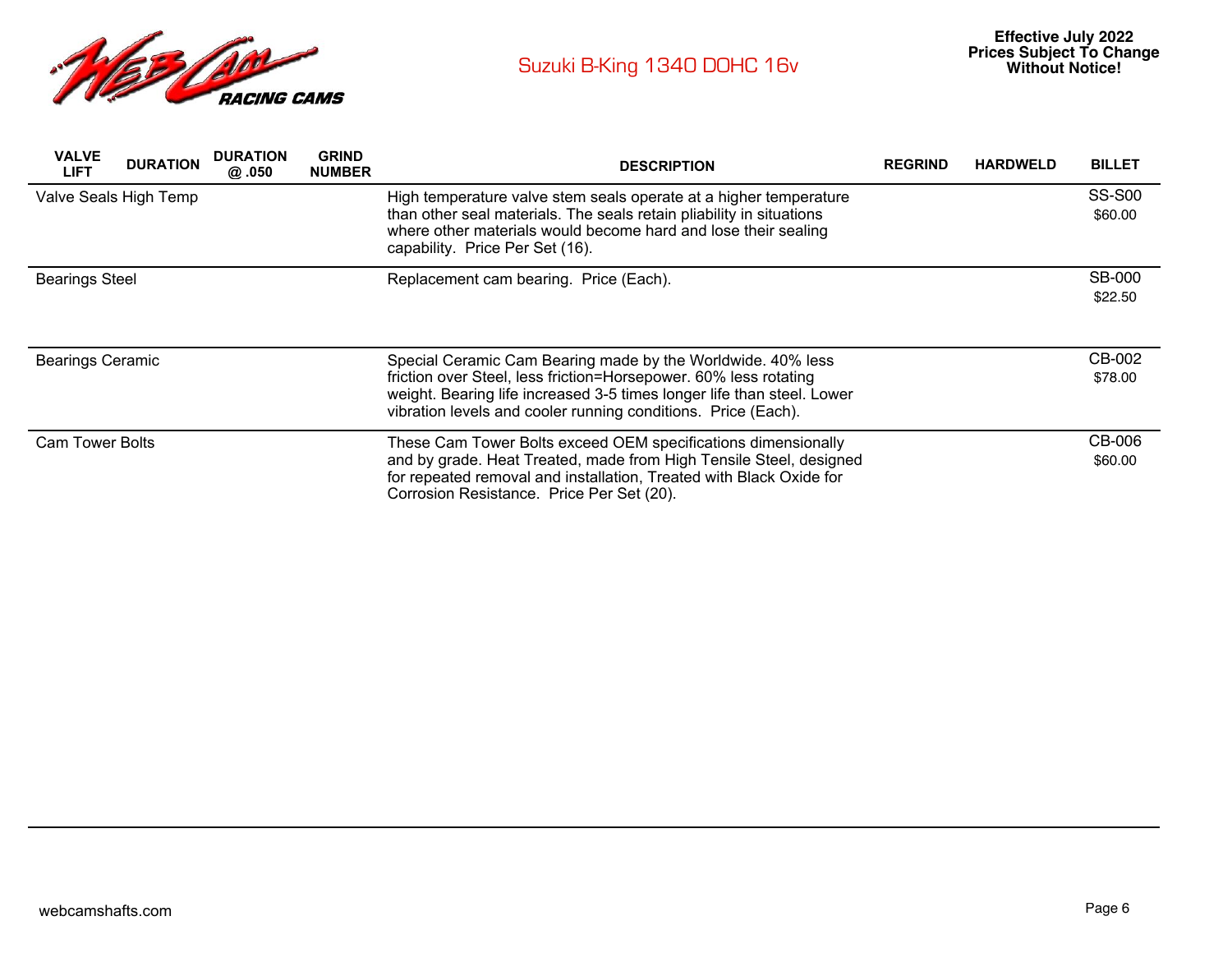Suzuki B-King 1340 DOHC 16v

Effective July 2022
Prices Subject To Change
Without Notice!

| VALVE LIFT | DURATION | DURATION @ .050 | GRIND NUMBER | DESCRIPTION | REGRIND | HARDWELD | BILLET |
|---|---|---|---|---|---|---|---|
| Valve Seals High Temp | | | | High temperature valve stem seals operate at a higher temperature than other seal materials. The seals retain pliability in situations where other materials would become hard and lose their sealing capability. Price Per Set (16). | | | SS-S00 $60.00 |
| Bearings Steel | | | | Replacement cam bearing. Price (Each). | | | SB-000 $22.50 |
| Bearings Ceramic | | | | Special Ceramic Cam Bearing made by the Worldwide. 40% less friction over Steel, less friction=Horsepower. 60% less rotating weight. Bearing life increased 3-5 times longer life than steel. Lower vibration levels and cooler running conditions. Price (Each). | | | CB-002 $78.00 |
| Cam Tower Bolts | | | | These Cam Tower Bolts exceed OEM specifications dimensionally and by grade. Heat Treated, made from High Tensile Steel, designed for repeated removal and installation, Treated with Black Oxide for Corrosion Resistance. Price Per Set (20). | | | CB-006 $60.00 |

webcamshafts.com